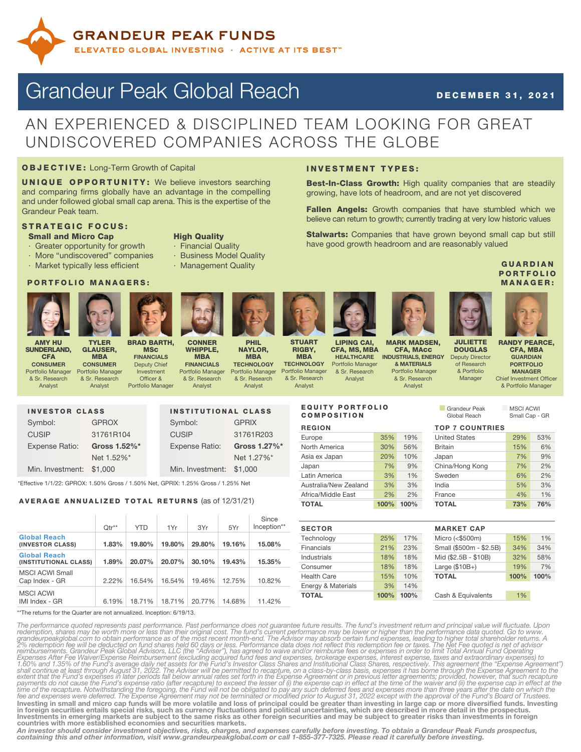# GRANDEUR PEAK FUNDS

ELEVATED GLOBAL INVESTING · ACTIVE AT ITS BEST™

# Grandeur Peak Global Reach

**DECEMBER 31, 2021**

## AN EXPERIENCED & DISCIPLINED TEAM LOOKING FOR GREAT UNDISCOVERED COMPANIES ACROSS THE GLOBE

**OBJECTIVE:** Long-Term Growth of Capital

**UNIQUE OPPORTUNITY:** We believe investors searching and comparing firms globally have an advantage in the compelling and under followed global small cap arena. This is the expertise of the Grandeur Peak team.

### STRATEGIC FOCUS:

**Small and Micro Cap**
- Greater opportunity for growth
- More "undiscovered" companies
- Market typically less efficient

**High Quality**
- Financial Quality
- Business Model Quality
- Management Quality

### INVESTMENT TYPES:

**Best-In-Class Growth:** High quality companies that are steadily growing, have lots of headroom, and are not yet discovered

**Fallen Angels:** Growth companies that have stumbled which we believe can return to growth; currently trading at very low historic values

**Stalwarts:** Companies that have grown beyond small cap but still have good growth headroom and are reasonably valued

### PORTFOLIO MANAGERS:

- **AMY HU SUNDERLAND, CFA** — CONSUMER — Portfolio Manager & Sr. Research Analyst
- **TYLER GLAUSER, MBA** — CONSUMER — Portfolio Manager & Sr. Research Analyst
- **BRAD BARTH, MSc** — FINANCIALS — Deputy Chief Investment Officer & Portfolio Manager
- **CONNER WHIPPLE, MBA** — FINANCIALS — Portfolio Manager & Sr. Research Analyst
- **PHIL NAYLOR, MBA** — TECHNOLOGY — Portfolio Manager & Sr. Research Analyst
- **STUART RIGBY, MBA** — TECHNOLOGY — Portfolio Manager & Sr. Research Analyst
- **LIPING CAI, CFA, MS, MBA** — HEALTHCARE — Portfolio Manager & Sr. Research Analyst
- **MARK MADSEN, CFA, MAcc** — INDUSTRIALS, ENERGY & MATERIALS — Portfolio Manager & Sr. Research Analyst
- **JULIETTE DOUGLAS** — Deputy Director of Research & Portfolio Manager

### GUARDIAN PORTFOLIO MANAGER:

- **RANDY PEARCE, CFA, MBA** — GUARDIAN PORTFOLIO MANAGER — Chief Investment Officer & Portfolio Manager

### INVESTOR CLASS

| | |
|---|---|
| Symbol: | GPROX |
| CUSIP | 31761R104 |
| Expense Ratio: | **Gross 1.52%*** |
| | Net 1.52%* |
| Min. Investment: | $1,000 |

### INSTITUTIONAL CLASS

| | |
|---|---|
| Symbol: | GPRIX |
| CUSIP | 31761R203 |
| Expense Ratio: | **Gross 1.27%*** |
| | Net 1.27%* |
| Min. Investment: | $1,000 |

*Effective 1/1/22: GPROX: 1.50% Gross / 1.50% Net, GPRIX: 1.25% Gross / 1.25% Net

### AVERAGE ANNUALIZED TOTAL RETURNS (as of 12/31/21)

| | Qtr** | YTD | 1Yr | 3Yr | 5Yr | Since Inception** |
|---|---|---|---|---|---|---|
| **Global Reach (INVESTOR CLASS)** | **1.83%** | **19.80%** | **19.80%** | **29.80%** | **19.16%** | **15.08%** |
| **Global Reach (INSTITUTIONAL CLASS)** | **1.89%** | **20.07%** | **20.07%** | **30.10%** | **19.43%** | **15.35%** |
| MSCI ACWI Small Cap Index - GR | 2.22% | 16.54% | 16.54% | 19.46% | 12.75% | 10.82% |
| MSCI ACWI IMI Index - GR | 6.19% | 18.71% | 18.71% | 20.77% | 14.68% | 11.42% |

**The returns for the Quarter are not annualized. Inception: 6/19/13.

### EQUITY PORTFOLIO COMPOSITION

(Grandeur Peak Global Reach / MSCI ACWI Small Cap - GR)

| REGION | Grandeur Peak Global Reach | MSCI ACWI Small Cap - GR |
|---|---|---|
| Europe | 35% | 19% |
| North America | 30% | 56% |
| Asia ex Japan | 20% | 10% |
| Japan | 7% | 9% |
| Latin America | 3% | 1% |
| Australia/New Zealand | 3% | 3% |
| Africa/Middle East | 2% | 2% |
| **TOTAL** | **100%** | **100%** |

| TOP 7 COUNTRIES | Grandeur Peak Global Reach | MSCI ACWI Small Cap - GR |
|---|---|---|
| United States | 29% | 53% |
| Britain | 15% | 6% |
| Japan | 7% | 9% |
| China/Hong Kong | 7% | 2% |
| Sweden | 6% | 2% |
| India | 5% | 3% |
| France | 4% | 1% |
| **TOTAL** | **73%** | **76%** |

| SECTOR | Grandeur Peak Global Reach | MSCI ACWI Small Cap - GR |
|---|---|---|
| Technology | 25% | 17% |
| Financials | 21% | 23% |
| Industrials | 18% | 18% |
| Consumer | 18% | 18% |
| Health Care | 15% | 10% |
| Energy & Materials | 3% | 14% |
| **TOTAL** | **100%** | **100%** |

| MARKET CAP | Grandeur Peak Global Reach | MSCI ACWI Small Cap - GR |
|---|---|---|
| Micro (<$500m) | 15% | 1% |
| Small ($500m - $2.5B) | 34% | 34% |
| Mid ($2.5B - $10B) | 32% | 58% |
| Large ($10B+) | 19% | 7% |
| **TOTAL** | **100%** | **100%** |

| | |
|---|---|
| Cash & Equivalents | 1% |

*The performance quoted represents past performance. Past performance does not guarantee future results. The fund's investment return and principal value will fluctuate. Upon redemption, shares may be worth more or less than their original cost. The fund's current performance may be lower or higher than the performance data quoted. Go to www.grandeurpeakglobal.com to obtain performance as of the most recent month-end. The Advisor may absorb certain fund expenses, leading to higher total shareholder returns. A 2% redemption fee will be deducted on fund shares held 60 days or less. Performance data does not reflect this redemption fee or taxes. The Net Fee quoted is net of advisor reimbursements. Grandeur Peak Global Advisors, LLC (the "Adviser"), has agreed to waive and/or reimburse fees or expenses in order to limit Total Annual Fund Operating Expenses After Fee Waiver/Expense Reimbursement (excluding acquired fund fees and expenses, brokerage expenses, interest expense, taxes and extraordinary expenses) to 1.60% and 1.35% of the Fund's average daily net assets for the Fund's Investor Class Shares and Institutional Class Shares, respectively. This agreement (the "Expense Agreement") shall continue at least through August 31, 2022. The Adviser will be permitted to recapture, on a class-by-class basis, expenses it has borne through the Expense Agreement to the extent that the Fund's expenses in later periods fall below annual rates set forth in the Expense Agreement or in previous letter agreements; provided, however, that such recapture payments do not cause the Fund's expense ratio (after recapture) to exceed the lesser of (i) the expense cap in effect at the time of the waiver and (ii) the expense cap in effect at the time of the recapture. Notwithstanding the foregoing, the Fund will not be obligated to pay any such deferred fees and expenses more than three years after the date on which the fee and expenses were deferred. The Expense Agreement may not be terminated or modified prior to August 31, 2022 except with the approval of the Fund's Board of Trustees.*

**Investing in small and micro cap funds will be more volatile and loss of principal could be greater than investing in large cap or more diversified funds. Investing in foreign securities entails special risks, such as currency fluctuations and political uncertainties, which are described in more detail in the prospectus. Investments in emerging markets are subject to the same risks as other foreign securities and may be subject to greater risks than investments in foreign countries with more established economies and securities markets.**

***An investor should consider investment objectives, risks, charges, and expenses carefully before investing. To obtain a Grandeur Peak Funds prospectus, containing this and other information, visit www.grandeurpeakglobal.com or call 1-855-377-7325. Please read it carefully before investing.***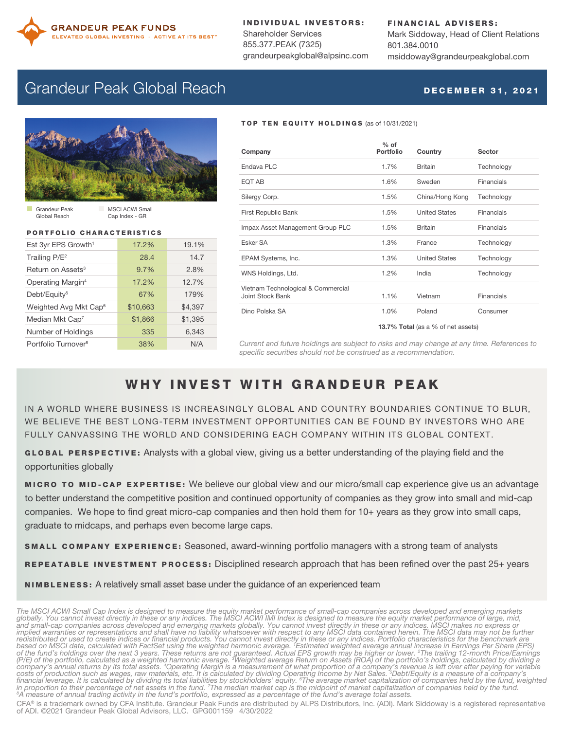**GRANDEUR PEAK FUNDS**
ELEVATED GLOBAL INVESTING · ACTIVE AT ITS BEST™

**INDIVIDUAL INVESTORS:**
Shareholder Services
855.377.PEAK (7325)
grandeurpeakglobal@alpsinc.com

**FINANCIAL ADVISERS:**
Mark Siddoway, Head of Client Relations
801.384.0010
msiddoway@grandeurpeakglobal.com

# Grandeur Peak Global Reach

**DECEMBER 31, 2021**

## PORTFOLIO CHARACTERISTICS

| | Grandeur Peak Global Reach | MSCI ACWI Small Cap Index - GR |
|---|---|---|
| Est 3yr EPS Growth[1] | 17.2% | 19.1% |
| Trailing P/E[2] | 28.4 | 14.7 |
| Return on Assets[3] | 9.7% | 2.8% |
| Operating Margin[4] | 17.2% | 12.7% |
| Debt/Equity[5] | 67% | 179% |
| Weighted Avg Mkt Cap[6] | $10,663 | $4,397 |
| Median Mkt Cap[7] | $1,866 | $1,395 |
| Number of Holdings | 335 | 6,343 |
| Portfolio Turnover[8] | 38% | N/A |

## TOP TEN EQUITY HOLDINGS (as of 10/31/2021)

| Company | % of Portfolio | Country | Sector |
|---|---|---|---|
| Endava PLC | 1.7% | Britain | Technology |
| EQT AB | 1.6% | Sweden | Financials |
| Silergy Corp. | 1.5% | China/Hong Kong | Technology |
| First Republic Bank | 1.5% | United States | Financials |
| Impax Asset Management Group PLC | 1.5% | Britain | Financials |
| Esker SA | 1.3% | France | Technology |
| EPAM Systems, Inc. | 1.3% | United States | Technology |
| WNS Holdings, Ltd. | 1.2% | India | Technology |
| Vietnam Technological & Commercial Joint Stock Bank | 1.1% | Vietnam | Financials |
| Dino Polska SA | 1.0% | Poland | Consumer |
| | **13.7% Total** (as a % of net assets) | | |

*Current and future holdings are subject to risks and may change at any time. References to specific securities should not be construed as a recommendation.*

## WHY INVEST WITH GRANDEUR PEAK

IN A WORLD WHERE BUSINESS IS INCREASINGLY GLOBAL AND COUNTRY BOUNDARIES CONTINUE TO BLUR, WE BELIEVE THE BEST LONG-TERM INVESTMENT OPPORTUNITIES CAN BE FOUND BY INVESTORS WHO ARE FULLY CANVASSING THE WORLD AND CONSIDERING EACH COMPANY WITHIN ITS GLOBAL CONTEXT.

**GLOBAL PERSPECTIVE:** Analysts with a global view, giving us a better understanding of the playing field and the opportunities globally

**MICRO TO MID-CAP EXPERTISE:** We believe our global view and our micro/small cap experience give us an advantage to better understand the competitive position and continued opportunity of companies as they grow into small and mid-cap companies. We hope to find great micro-cap companies and then hold them for 10+ years as they grow into small caps, graduate to midcaps, and perhaps even become large caps.

**SMALL COMPANY EXPERIENCE:** Seasoned, award-winning portfolio managers with a strong team of analysts

**REPEATABLE INVESTMENT PROCESS:** Disciplined research approach that has been refined over the past 25+ years

**NIMBLENESS:** A relatively small asset base under the guidance of an experienced team

*The MSCI ACWI Small Cap Index is designed to measure the equity market performance of small-cap companies across developed and emerging markets globally. You cannot invest directly in these or any indices. The MSCI ACWI IMI Index is designed to measure the equity market performance of large, mid, and small-cap companies across developed and emerging markets globally. You cannot invest directly in these or any indices. MSCI makes no express or implied warranties or representations and shall have no liability whatsoever with respect to any MSCI data contained herein. The MSCI data may not be further redistributed or used to create indices or financial products. You cannot invest directly in these or any indices. Portfolio characteristics for the benchmark are based on MSCI data, calculated with FactSet using the weighted harmonic average. [1]Estimated weighted average annual increase in Earnings Per Share (EPS) of the fund's holdings over the next 3 years. These returns are not guaranteed. Actual EPS growth may be higher or lower. [2]The trailing 12-month Price/Earnings (P/E) of the portfolio, calculated as a weighted harmonic average. [3]Weighted average Return on Assets (ROA) of the portfolio's holdings, calculated by dividing a company's annual returns by its total assets. [4]Operating Margin is a measurement of what proportion of a company's revenue is left over after paying for variable costs of production such as wages, raw materials, etc. It is calculated by dividing Operating Income by Net Sales. [5]Debt/Equity is a measure of a company's financial leverage. It is calculated by dividing its total liabilities by stockholders' equity. [6]The average market capitalization of companies held by the fund, weighted in proportion to their percentage of net assets in the fund. [7]The median market cap is the midpoint of market capitalization of companies held by the fund. [8]A measure of annual trading activity in the fund's portfolio, expressed as a percentage of the fund's average total assets.*

CFA® is a trademark owned by CFA Institute. Grandeur Peak Funds are distributed by ALPS Distributors, Inc. (ADI). Mark Siddoway is a registered representative of ADI. ©2021 Grandeur Peak Global Advisors, LLC. GPG001159 4/30/2022